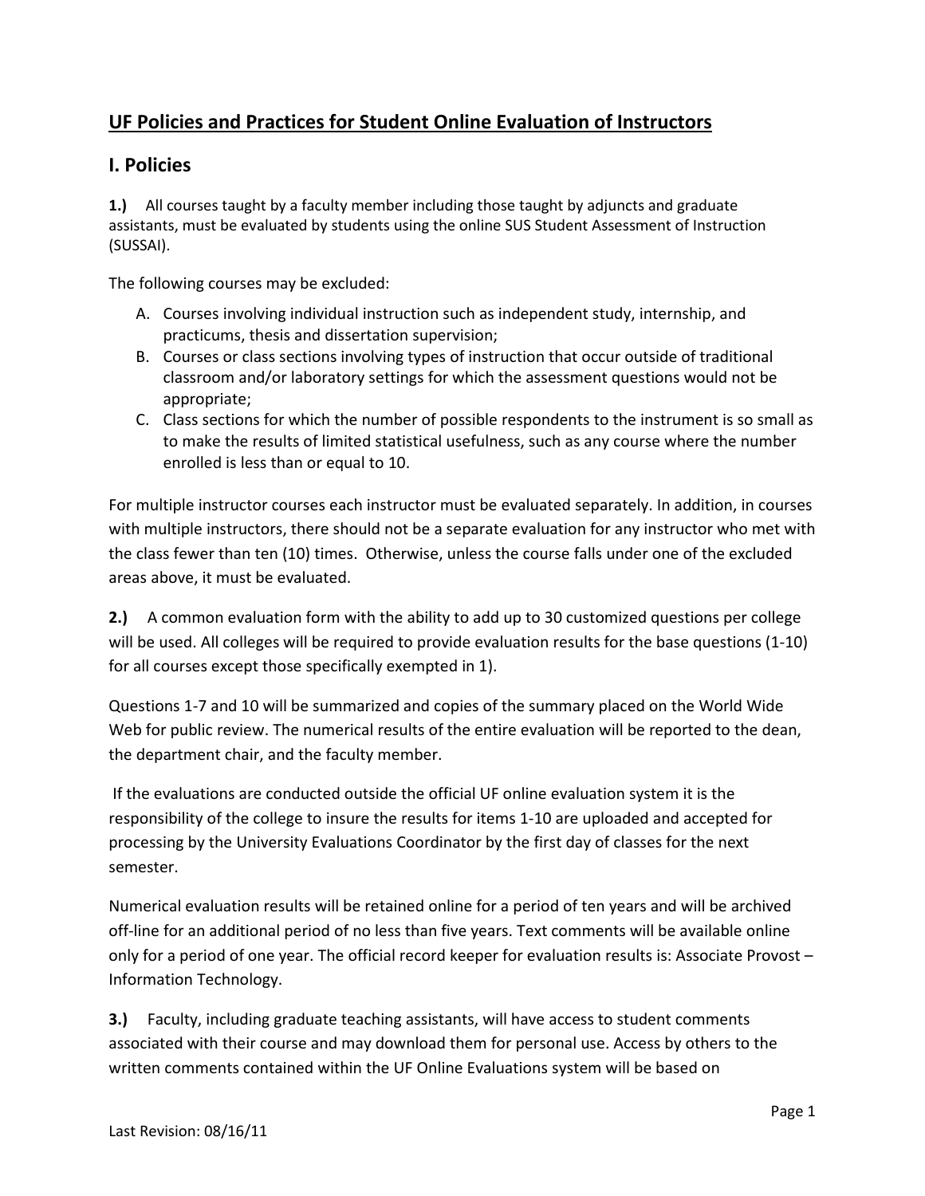## UF Policies and Practices for Student Online Evaluation of Instructors

## I. Policies

**1.)** All courses taught by a faculty member including those taught by adjuncts and graduate assistants, must be evaluated by students using the online SUS Student Assessment of Instruction (SUSSAI).

The following courses may be excluded:

A. Courses involving individual instruction such as independent study, internship, and practicums, thesis and dissertation supervision;
B. Courses or class sections involving types of instruction that occur outside of traditional classroom and/or laboratory settings for which the assessment questions would not be appropriate;
C. Class sections for which the number of possible respondents to the instrument is so small as to make the results of limited statistical usefulness, such as any course where the number enrolled is less than or equal to 10.

For multiple instructor courses each instructor must be evaluated separately. In addition, in courses with multiple instructors, there should not be a separate evaluation for any instructor who met with the class fewer than ten (10) times. Otherwise, unless the course falls under one of the excluded areas above, it must be evaluated.

**2.)** A common evaluation form with the ability to add up to 30 customized questions per college will be used. All colleges will be required to provide evaluation results for the base questions (1-10) for all courses except those specifically exempted in 1).

Questions 1-7 and 10 will be summarized and copies of the summary placed on the World Wide Web for public review. The numerical results of the entire evaluation will be reported to the dean, the department chair, and the faculty member.

If the evaluations are conducted outside the official UF online evaluation system it is the responsibility of the college to insure the results for items 1-10 are uploaded and accepted for processing by the University Evaluations Coordinator by the first day of classes for the next semester.

Numerical evaluation results will be retained online for a period of ten years and will be archived off-line for an additional period of no less than five years. Text comments will be available online only for a period of one year. The official record keeper for evaluation results is: Associate Provost – Information Technology.

**3.)** Faculty, including graduate teaching assistants, will have access to student comments associated with their course and may download them for personal use. Access by others to the written comments contained within the UF Online Evaluations system will be based on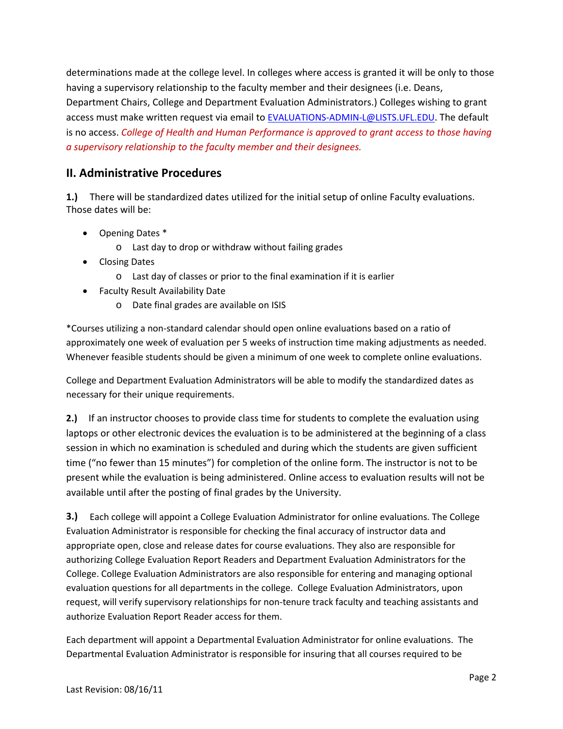determinations made at the college level. In colleges where access is granted it will be only to those having a supervisory relationship to the faculty member and their designees (i.e. Deans, Department Chairs, College and Department Evaluation Administrators.) Colleges wishing to grant access must make written request via email to EVALUATIONS-ADMIN-L@LISTS.UFL.EDU. The default is no access. *College of Health and Human Performance is approved to grant access to those having a supervisory relationship to the faculty member and their designees.*

## II. Administrative Procedures

**1.)** There will be standardized dates utilized for the initial setup of online Faculty evaluations. Those dates will be:

- Opening Dates *
  - Last day to drop or withdraw without failing grades
- Closing Dates
  - Last day of classes or prior to the final examination if it is earlier
- Faculty Result Availability Date
  - Date final grades are available on ISIS

*Courses utilizing a non-standard calendar should open online evaluations based on a ratio of approximately one week of evaluation per 5 weeks of instruction time making adjustments as needed. Whenever feasible students should be given a minimum of one week to complete online evaluations.

College and Department Evaluation Administrators will be able to modify the standardized dates as necessary for their unique requirements.

**2.)** If an instructor chooses to provide class time for students to complete the evaluation using laptops or other electronic devices the evaluation is to be administered at the beginning of a class session in which no examination is scheduled and during which the students are given sufficient time ("no fewer than 15 minutes") for completion of the online form. The instructor is not to be present while the evaluation is being administered. Online access to evaluation results will not be available until after the posting of final grades by the University.

**3.)** Each college will appoint a College Evaluation Administrator for online evaluations. The College Evaluation Administrator is responsible for checking the final accuracy of instructor data and appropriate open, close and release dates for course evaluations. They also are responsible for authorizing College Evaluation Report Readers and Department Evaluation Administrators for the College. College Evaluation Administrators are also responsible for entering and managing optional evaluation questions for all departments in the college. College Evaluation Administrators, upon request, will verify supervisory relationships for non-tenure track faculty and teaching assistants and authorize Evaluation Report Reader access for them.

Each department will appoint a Departmental Evaluation Administrator for online evaluations. The Departmental Evaluation Administrator is responsible for insuring that all courses required to be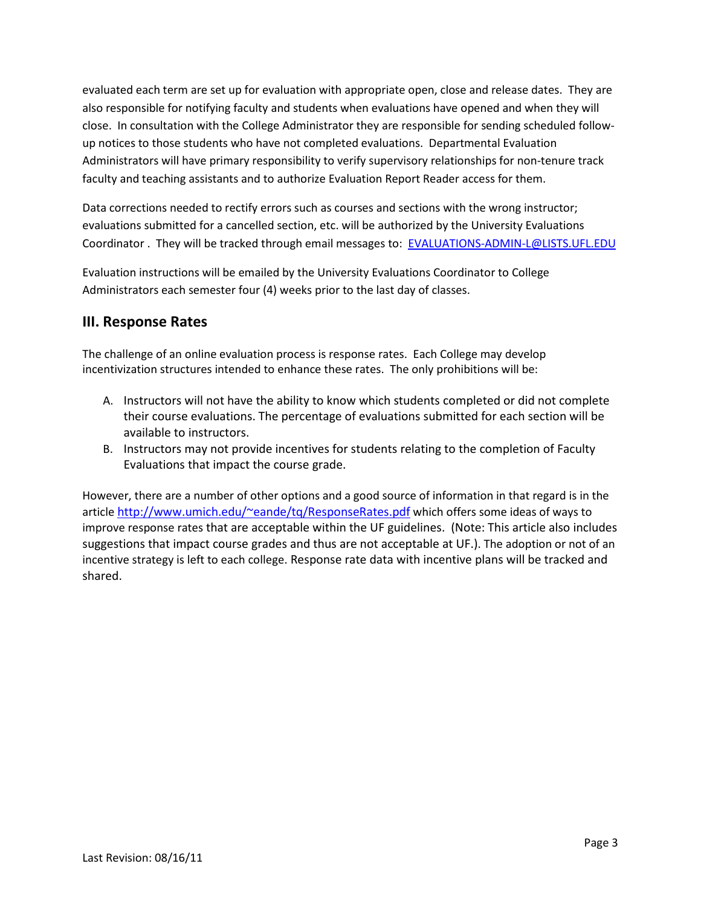evaluated each term are set up for evaluation with appropriate open, close and release dates. They are also responsible for notifying faculty and students when evaluations have opened and when they will close. In consultation with the College Administrator they are responsible for sending scheduled follow-up notices to those students who have not completed evaluations. Departmental Evaluation Administrators will have primary responsibility to verify supervisory relationships for non-tenure track faculty and teaching assistants and to authorize Evaluation Report Reader access for them.

Data corrections needed to rectify errors such as courses and sections with the wrong instructor; evaluations submitted for a cancelled section, etc. will be authorized by the University Evaluations Coordinator . They will be tracked through email messages to: [EVALUATIONS-ADMIN-L@LISTS.UFL.EDU](mailto:EVALUATIONS-ADMIN-L@LISTS.UFL.EDU)

Evaluation instructions will be emailed by the University Evaluations Coordinator to College Administrators each semester four (4) weeks prior to the last day of classes.

## III. Response Rates

The challenge of an online evaluation process is response rates. Each College may develop incentivization structures intended to enhance these rates. The only prohibitions will be:

A. Instructors will not have the ability to know which students completed or did not complete their course evaluations. The percentage of evaluations submitted for each section will be available to instructors.
B. Instructors may not provide incentives for students relating to the completion of Faculty Evaluations that impact the course grade.

However, there are a number of other options and a good source of information in that regard is in the article [http://www.umich.edu/~eande/tq/ResponseRates.pdf](http://www.umich.edu/~eande/tq/ResponseRates.pdf) which offers some ideas of ways to improve response rates that are acceptable within the UF guidelines. (Note: This article also includes suggestions that impact course grades and thus are not acceptable at UF.). The adoption or not of an incentive strategy is left to each college. Response rate data with incentive plans will be tracked and shared.

Last Revision: 08/16/11